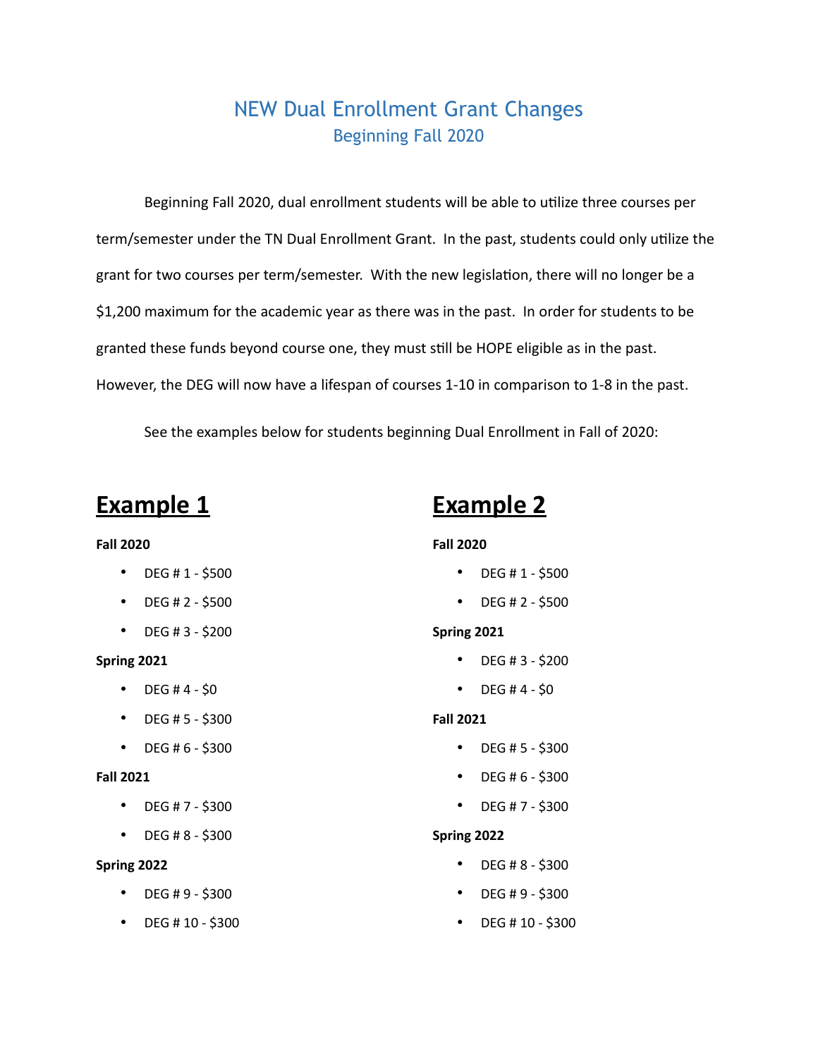# NEW Dual Enrollment Grant Changes

## Beginning Fall 2020

Beginning Fall 2020, dual enrollment students will be able to utilize three courses per term/semester under the TN Dual Enrollment Grant. In the past, students could only utilize the grant for two courses per term/semester. With the new legislation, there will no longer be a $1,200 maximum for the academic year as there was in the past. In order for students to be granted these funds beyond course one, they must still be HOPE eligible as in the past. However, the DEG will now have a lifespan of courses 1-10 in comparison to 1-8 in the past.

See the examples below for students beginning Dual Enrollment in Fall of 2020:

## Example 1

**Fall 2020**

- DEG # 1 - $500
- DEG # 2 - $500
- DEG # 3 - $200

**Spring 2021**

- DEG # 4 - $0
- DEG # 5 - $300
- DEG # 6 - $300

**Fall 2021**

- DEG # 7 - $300
- DEG # 8 - $300

**Spring 2022**

- DEG # 9 - $300
- DEG # 10 - $300

## Example 2

**Fall 2020**

- DEG # 1 - $500
- DEG # 2 - $500

**Spring 2021**

- DEG # 3 - $200
- DEG # 4 - $0

**Fall 2021**

- DEG # 5 - $300
- DEG # 6 - $300
- DEG # 7 - $300

**Spring 2022**

- DEG # 8 - $300
- DEG # 9 - $300
- DEG # 10 - $300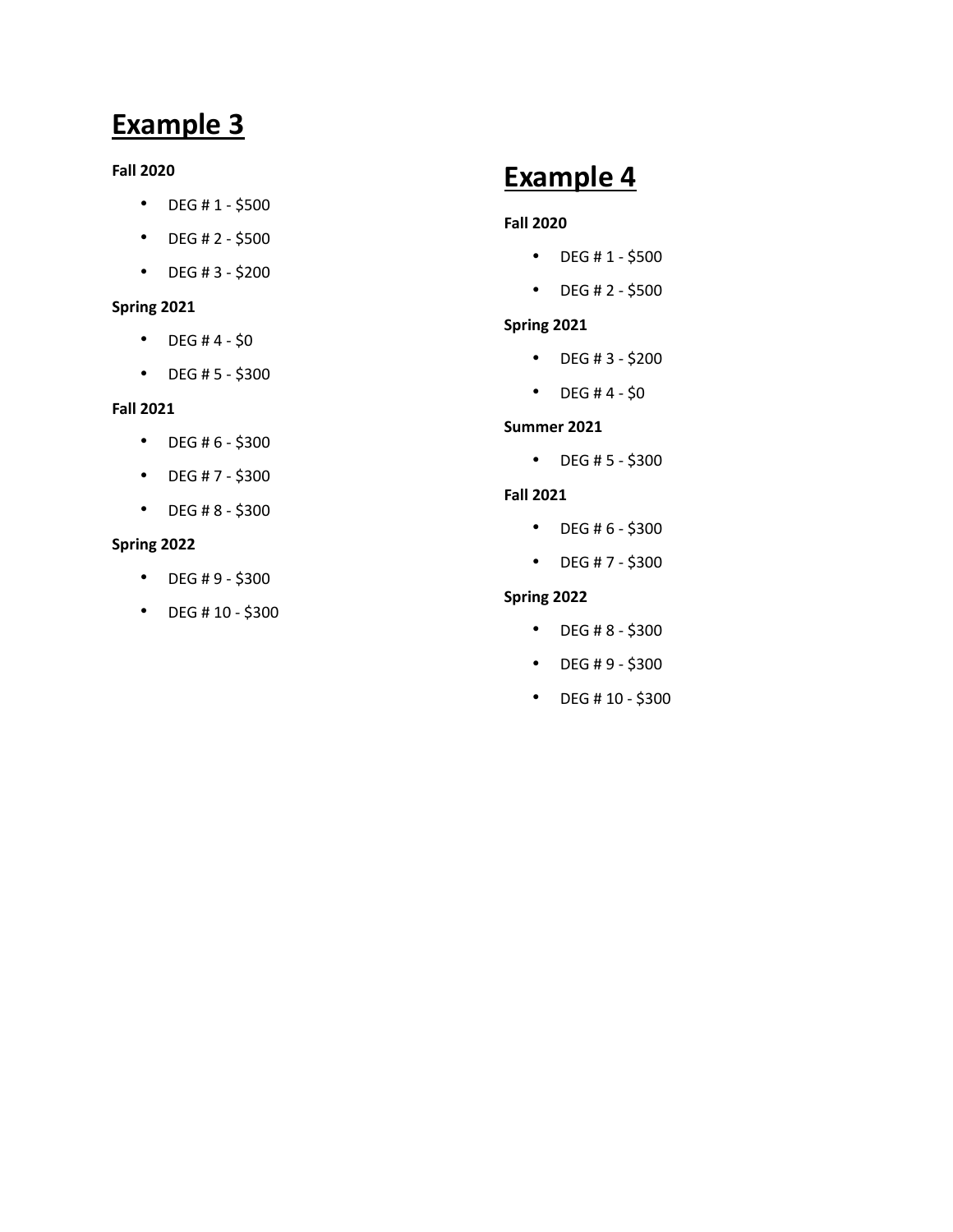## Example 3

**Fall 2020**

- DEG # 1 - $500
- DEG # 2 - $500
- DEG # 3 - $200

**Spring 2021**

- DEG # 4 - $0
- DEG # 5 - $300

**Fall 2021**

- DEG # 6 - $300
- DEG # 7 - $300
- DEG # 8 - $300

**Spring 2022**

- DEG # 9 - $300
- DEG # 10 - $300

## Example 4

**Fall 2020**

- DEG # 1 - $500
- DEG # 2 - $500

**Spring 2021**

- DEG # 3 - $200
- DEG # 4 - $0

**Summer 2021**

- DEG # 5 - $300

**Fall 2021**

- DEG # 6 - $300
- DEG # 7 - $300

**Spring 2022**

- DEG # 8 - $300
- DEG # 9 - $300
- DEG # 10 - $300